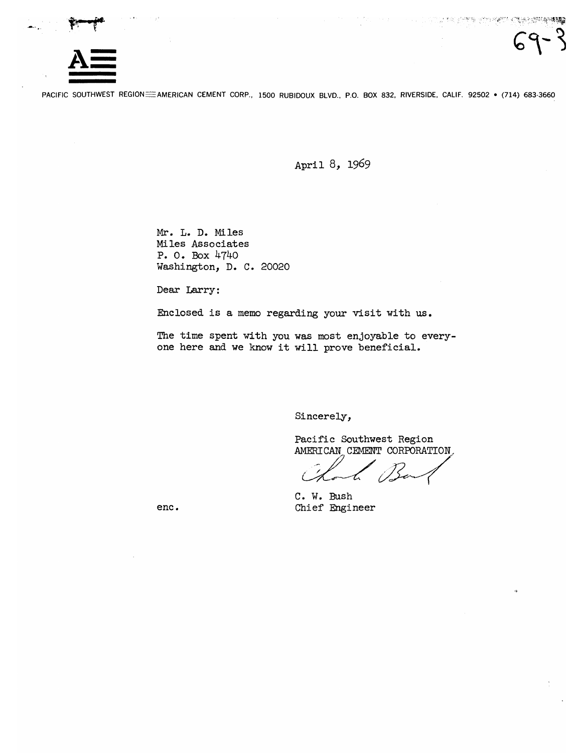69-3

A

PACIFIC SOUTHWEST REGION — AMERICAN CEMENT CORP., 1500 RUBIDOUX BLVD., P.O. BOX 832, RIVERSIDE, CALIF. 92502 • (714) 683-3660

April 8, 1969

Mr. L. D. Miles
Miles Associates
P. O. Box 4740
Washington, D. C. 20020

Dear Larry:

Enclosed is a memo regarding your visit with us.

The time spent with you was most enjoyable to everyone here and we know it will prove beneficial.

Sincerely,

Pacific Southwest Region
AMERICAN CEMENT CORPORATION

C. W. Bush
Chief Engineer

enc.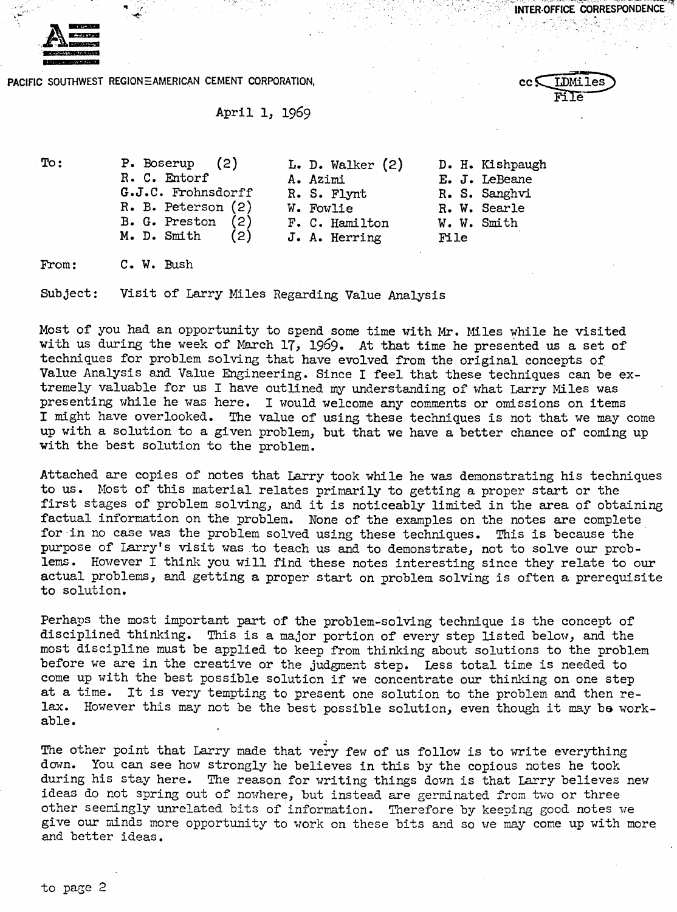INTER-OFFICE CORRESPONDENCE

PACIFIC SOUTHWEST REGION—AMERICAN CEMENT CORPORATION,

cc: LDMiles
File

April 1, 1969

| To: | P. Boserup (2) | L. D. Walker (2) | D. H. Kishpaugh |
|---|---|---|---|
| | R. C. Entorf | A. Azimi | E. J. LeBeane |
| | G.J.C. Frohnsdorff | R. S. Flynt | R. S. Sanghvi |
| | R. B. Peterson (2) | W. Fowlie | R. W. Searle |
| | B. G. Preston (2) | F. C. Hamilton | W. W. Smith |
| | M. D. Smith (2) | J. A. Herring | File |

From: C. W. Bush

Subject: Visit of Larry Miles Regarding Value Analysis

Most of you had an opportunity to spend some time with Mr. Miles while he visited with us during the week of March 17, 1969. At that time he presented us a set of techniques for problem solving that have evolved from the original concepts of Value Analysis and Value Engineering. Since I feel that these techniques can be extremely valuable for us I have outlined my understanding of what Larry Miles was presenting while he was here. I would welcome any comments or omissions on items I might have overlooked. The value of using these techniques is not that we may come up with a solution to a given problem, but that we have a better chance of coming up with the best solution to the problem.

Attached are copies of notes that Larry took while he was demonstrating his techniques to us. Most of this material relates primarily to getting a proper start or the first stages of problem solving, and it is noticeably limited in the area of obtaining factual information on the problem. None of the examples on the notes are complete for in no case was the problem solved using these techniques. This is because the purpose of Larry's visit was to teach us and to demonstrate, not to solve our problems. However I think you will find these notes interesting since they relate to our actual problems, and getting a proper start on problem solving is often a prerequisite to solution.

Perhaps the most important part of the problem-solving technique is the concept of disciplined thinking. This is a major portion of every step listed below, and the most discipline must be applied to keep from thinking about solutions to the problem before we are in the creative or the judgment step. Less total time is needed to come up with the best possible solution if we concentrate our thinking on one step at a time. It is very tempting to present one solution to the problem and then relax. However this may not be the best possible solution, even though it may be workable.

The other point that Larry made that very few of us follow is to write everything down. You can see how strongly he believes in this by the copious notes he took during his stay here. The reason for writing things down is that Larry believes new ideas do not spring out of nowhere, but instead are germinated from two or three other seemingly unrelated bits of information. Therefore by keeping good notes we give our minds more opportunity to work on these bits and so we may come up with more and better ideas.

to page 2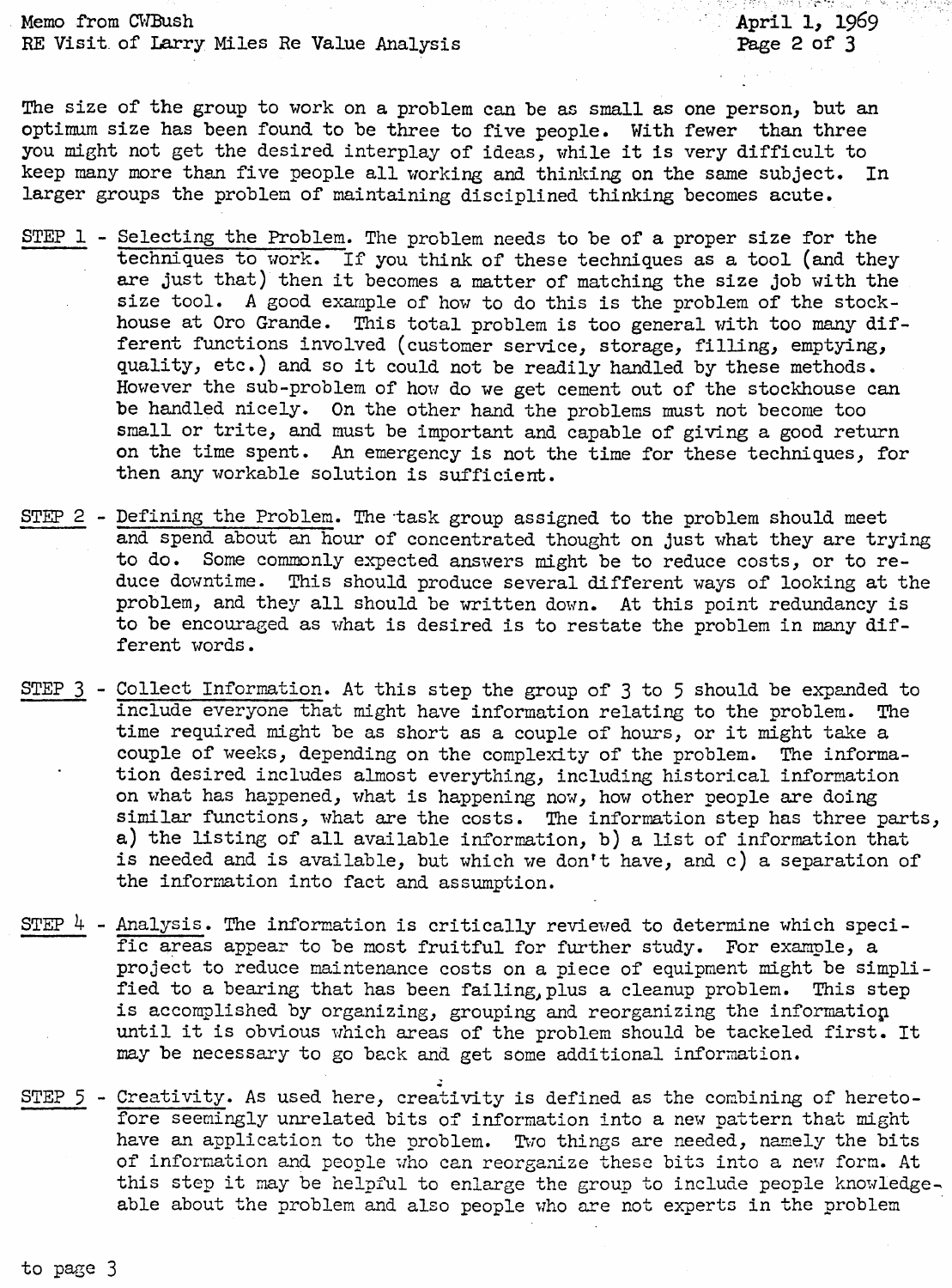The size of the group to work on a problem can be as small as one person, but an optimum size has been found to be three to five people. With fewer than three you might not get the desired interplay of ideas, while it is very difficult to keep many more than five people all working and thinking on the same subject. In larger groups the problem of maintaining disciplined thinking becomes acute.

STEP 1 - Selecting the Problem. The problem needs to be of a proper size for the techniques to work. If you think of these techniques as a tool (and they are just that) then it becomes a matter of matching the size job with the size tool. A good example of how to do this is the problem of the stockhouse at Oro Grande. This total problem is too general with too many different functions involved (customer service, storage, filling, emptying, quality, etc.) and so it could not be readily handled by these methods. However the sub-problem of how do we get cement out of the stockhouse can be handled nicely. On the other hand the problems must not become too small or trite, and must be important and capable of giving a good return on the time spent. An emergency is not the time for these techniques, for then any workable solution is sufficient.

STEP 2 - Defining the Problem. The task group assigned to the problem should meet and spend about an hour of concentrated thought on just what they are trying to do. Some commonly expected answers might be to reduce costs, or to reduce downtime. This should produce several different ways of looking at the problem, and they all should be written down. At this point redundancy is to be encouraged as what is desired is to restate the problem in many different words.

STEP 3 - Collect Information. At this step the group of 3 to 5 should be expanded to include everyone that might have information relating to the problem. The time required might be as short as a couple of hours, or it might take a couple of weeks, depending on the complexity of the problem. The information desired includes almost everything, including historical information on what has happened, what is happening now, how other people are doing similar functions, what are the costs. The information step has three parts, a) the listing of all available information, b) a list of information that is needed and is available, but which we don't have, and c) a separation of the information into fact and assumption.

STEP 4 - Analysis. The information is critically reviewed to determine which specific areas appear to be most fruitful for further study. For example, a project to reduce maintenance costs on a piece of equipment might be simplified to a bearing that has been failing, plus a cleanup problem. This step is accomplished by organizing, grouping and reorganizing the information until it is obvious which areas of the problem should be tackeled first. It may be necessary to go back and get some additional information.

STEP 5 - Creativity. As used here, creativity is defined as the combining of heretofore seemingly unrelated bits of information into a new pattern that might have an application to the problem. Two things are needed, namely the bits of information and people who can reorganize these bits into a new form. At this step it may be helpful to enlarge the group to include people knowledgeable about the problem and also people who are not experts in the problem

to page 3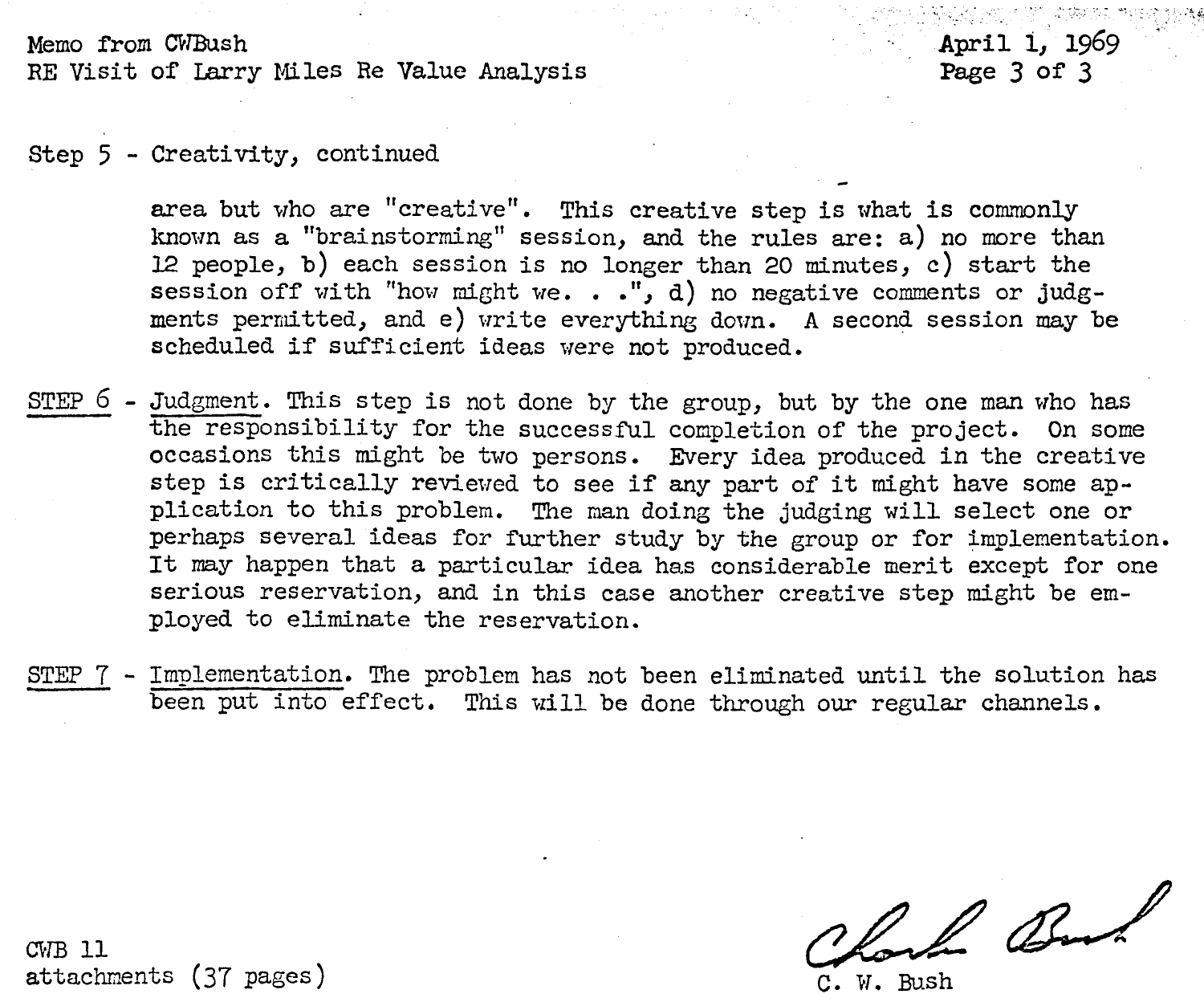Step 5 - Creativity, continued

area but who are "creative". This creative step is what is commonly known as a "brainstorming" session, and the rules are: a) no more than 12 people, b) each session is no longer than 20 minutes, c) start the session off with "how might we. . .", d) no negative comments or judgments permitted, and e) write everything down. A second session may be scheduled if sufficient ideas were not produced.

STEP 6 - Judgment. This step is not done by the group, but by the one man who has the responsibility for the successful completion of the project. On some occasions this might be two persons. Every idea produced in the creative step is critically reviewed to see if any part of it might have some application to this problem. The man doing the judging will select one or perhaps several ideas for further study by the group or for implementation. It may happen that a particular idea has considerable merit except for one serious reservation, and in this case another creative step might be employed to eliminate the reservation.

STEP 7 - Implementation. The problem has not been eliminated until the solution has been put into effect. This will be done through our regular channels.

C. W. Bush

CWB 11
attachments (37 pages)